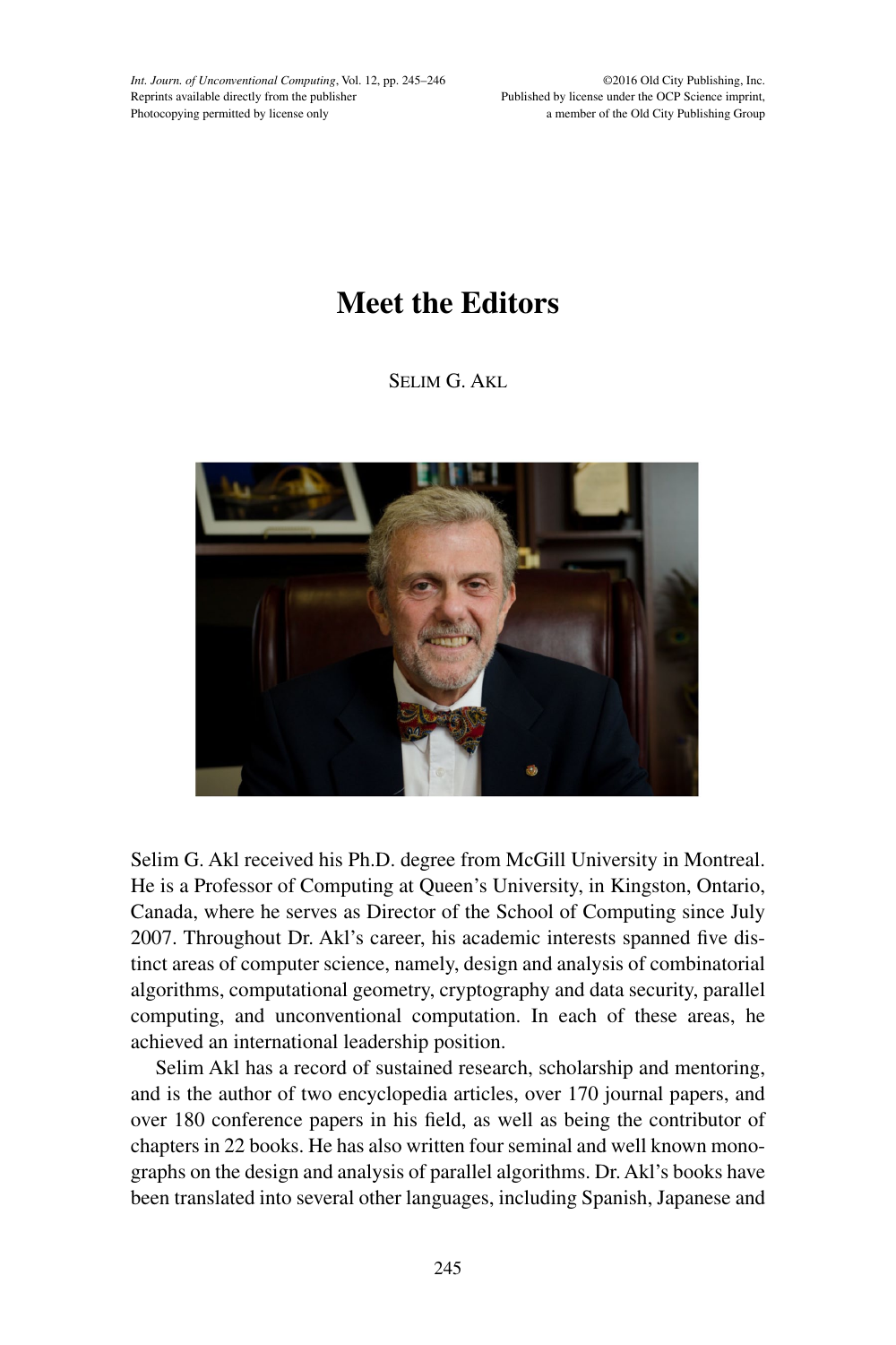# Meet the Editors

SELIM G. AKL

Selim G. Akl received his Ph.D. degree from McGill University in Montreal. He is a Professor of Computing at Queen's University, in Kingston, Ontario, Canada, where he serves as Director of the School of Computing since July 2007. Throughout Dr. Akl's career, his academic interests spanned five distinct areas of computer science, namely, design and analysis of combinatorial algorithms, computational geometry, cryptography and data security, parallel computing, and unconventional computation. In each of these areas, he achieved an international leadership position.

Selim Akl has a record of sustained research, scholarship and mentoring, and is the author of two encyclopedia articles, over 170 journal papers, and over 180 conference papers in his field, as well as being the contributor of chapters in 22 books. He has also written four seminal and well known monographs on the design and analysis of parallel algorithms. Dr. Akl's books have been translated into several other languages, including Spanish, Japanese and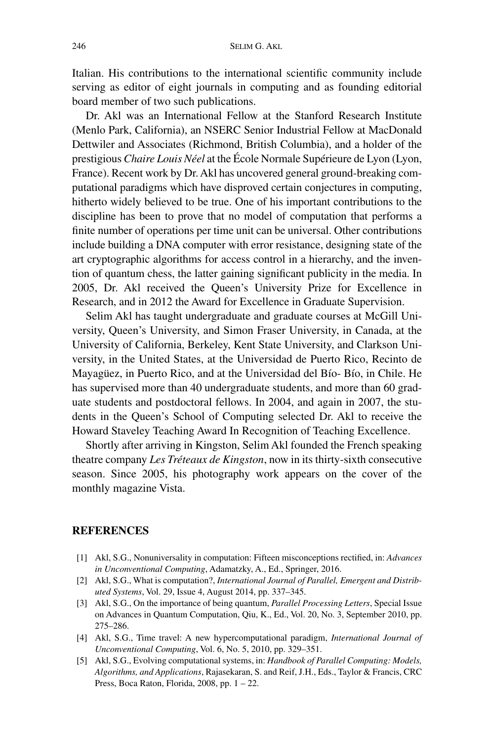Italian. His contributions to the international scientific community include serving as editor of eight journals in computing and as founding editorial board member of two such publications.

Dr. Akl was an International Fellow at the Stanford Research Institute (Menlo Park, California), an NSERC Senior Industrial Fellow at MacDonald Dettwiler and Associates (Richmond, British Columbia), and a holder of the prestigious *Chaire Louis Néel* at the École Normale Supérieure de Lyon (Lyon, France). Recent work by Dr. Akl has uncovered general ground-breaking computational paradigms which have disproved certain conjectures in computing, hitherto widely believed to be true. One of his important contributions to the discipline has been to prove that no model of computation that performs a finite number of operations per time unit can be universal. Other contributions include building a DNA computer with error resistance, designing state of the art cryptographic algorithms for access control in a hierarchy, and the invention of quantum chess, the latter gaining significant publicity in the media. In 2005, Dr. Akl received the Queen's University Prize for Excellence in Research, and in 2012 the Award for Excellence in Graduate Supervision.

Selim Akl has taught undergraduate and graduate courses at McGill University, Queen's University, and Simon Fraser University, in Canada, at the University of California, Berkeley, Kent State University, and Clarkson University, in the United States, at the Universidad de Puerto Rico, Recinto de Mayagüez, in Puerto Rico, and at the Universidad del Bío- Bío, in Chile. He has supervised more than 40 undergraduate students, and more than 60 graduate students and postdoctoral fellows. In 2004, and again in 2007, the students in the Queen's School of Computing selected Dr. Akl to receive the Howard Staveley Teaching Award In Recognition of Teaching Excellence.

Shortly after arriving in Kingston, Selim Akl founded the French speaking theatre company *Les Tréteaux de Kingston*, now in its thirty-sixth consecutive season. Since 2005, his photography work appears on the cover of the monthly magazine Vista.

## REFERENCES

[1] Akl, S.G., Nonuniversality in computation: Fifteen misconceptions rectified, in: *Advances in Unconventional Computing*, Adamatzky, A., Ed., Springer, 2016.

[2] Akl, S.G., What is computation?, *International Journal of Parallel, Emergent and Distributed Systems*, Vol. 29, Issue 4, August 2014, pp. 337–345.

[3] Akl, S.G., On the importance of being quantum, *Parallel Processing Letters*, Special Issue on Advances in Quantum Computation, Qiu, K., Ed., Vol. 20, No. 3, September 2010, pp. 275–286.

[4] Akl, S.G., Time travel: A new hypercomputational paradigm, *International Journal of Unconventional Computing*, Vol. 6, No. 5, 2010, pp. 329–351.

[5] Akl, S.G., Evolving computational systems, in: *Handbook of Parallel Computing: Models, Algorithms, and Applications*, Rajasekaran, S. and Reif, J.H., Eds., Taylor & Francis, CRC Press, Boca Raton, Florida, 2008, pp. 1 – 22.